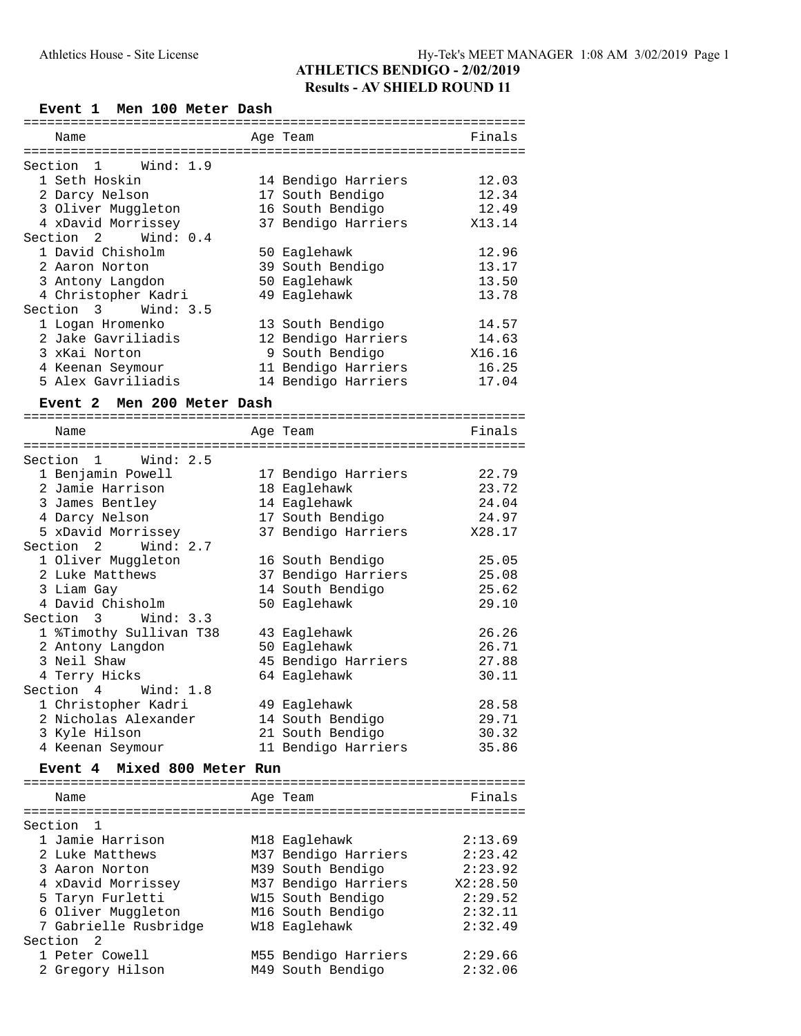# ATHLETICS BENDIGO - 2/02/2019

## Results - AV SHIELD ROUND 11

### Event 1 Men 100 Meter Dash

| Name | Age | Team | Finals |
|---|---|---|---|
| **Section 1 Wind: 1.9** | | | |
| 1 Seth Hoskin | 14 | Bendigo Harriers | 12.03 |
| 2 Darcy Nelson | 17 | South Bendigo | 12.34 |
| 3 Oliver Muggleton | 16 | South Bendigo | 12.49 |
| 4 xDavid Morrissey | 37 | Bendigo Harriers | X13.14 |
| **Section 2 Wind: 0.4** | | | |
| 1 David Chisholm | 50 | Eaglehawk | 12.96 |
| 2 Aaron Norton | 39 | South Bendigo | 13.17 |
| 3 Antony Langdon | 50 | Eaglehawk | 13.50 |
| 4 Christopher Kadri | 49 | Eaglehawk | 13.78 |
| **Section 3 Wind: 3.5** | | | |
| 1 Logan Hromenko | 13 | South Bendigo | 14.57 |
| 2 Jake Gavriliadis | 12 | Bendigo Harriers | 14.63 |
| 3 xKai Norton | 9 | South Bendigo | X16.16 |
| 4 Keenan Seymour | 11 | Bendigo Harriers | 16.25 |
| 5 Alex Gavriliadis | 14 | Bendigo Harriers | 17.04 |

### Event 2 Men 200 Meter Dash

| Name | Age | Team | Finals |
|---|---|---|---|
| **Section 1 Wind: 2.5** | | | |
| 1 Benjamin Powell | 17 | Bendigo Harriers | 22.79 |
| 2 Jamie Harrison | 18 | Eaglehawk | 23.72 |
| 3 James Bentley | 14 | Eaglehawk | 24.04 |
| 4 Darcy Nelson | 17 | South Bendigo | 24.97 |
| 5 xDavid Morrissey | 37 | Bendigo Harriers | X28.17 |
| **Section 2 Wind: 2.7** | | | |
| 1 Oliver Muggleton | 16 | South Bendigo | 25.05 |
| 2 Luke Matthews | 37 | Bendigo Harriers | 25.08 |
| 3 Liam Gay | 14 | South Bendigo | 25.62 |
| 4 David Chisholm | 50 | Eaglehawk | 29.10 |
| **Section 3 Wind: 3.3** | | | |
| 1 %Timothy Sullivan T38 | 43 | Eaglehawk | 26.26 |
| 2 Antony Langdon | 50 | Eaglehawk | 26.71 |
| 3 Neil Shaw | 45 | Bendigo Harriers | 27.88 |
| 4 Terry Hicks | 64 | Eaglehawk | 30.11 |
| **Section 4 Wind: 1.8** | | | |
| 1 Christopher Kadri | 49 | Eaglehawk | 28.58 |
| 2 Nicholas Alexander | 14 | South Bendigo | 29.71 |
| 3 Kyle Hilson | 21 | South Bendigo | 30.32 |
| 4 Keenan Seymour | 11 | Bendigo Harriers | 35.86 |

### Event 4 Mixed 800 Meter Run

| Name | Age | Team | Finals |
|---|---|---|---|
| **Section 1** | | | |
| 1 Jamie Harrison | M18 | Eaglehawk | 2:13.69 |
| 2 Luke Matthews | M37 | Bendigo Harriers | 2:23.42 |
| 3 Aaron Norton | M39 | South Bendigo | 2:23.92 |
| 4 xDavid Morrissey | M37 | Bendigo Harriers | X2:28.50 |
| 5 Taryn Furletti | W15 | South Bendigo | 2:29.52 |
| 6 Oliver Muggleton | M16 | South Bendigo | 2:32.11 |
| 7 Gabrielle Rusbridge | W18 | Eaglehawk | 2:32.49 |
| **Section 2** | | | |
| 1 Peter Cowell | M55 | Bendigo Harriers | 2:29.66 |
| 2 Gregory Hilson | M49 | South Bendigo | 2:32.06 |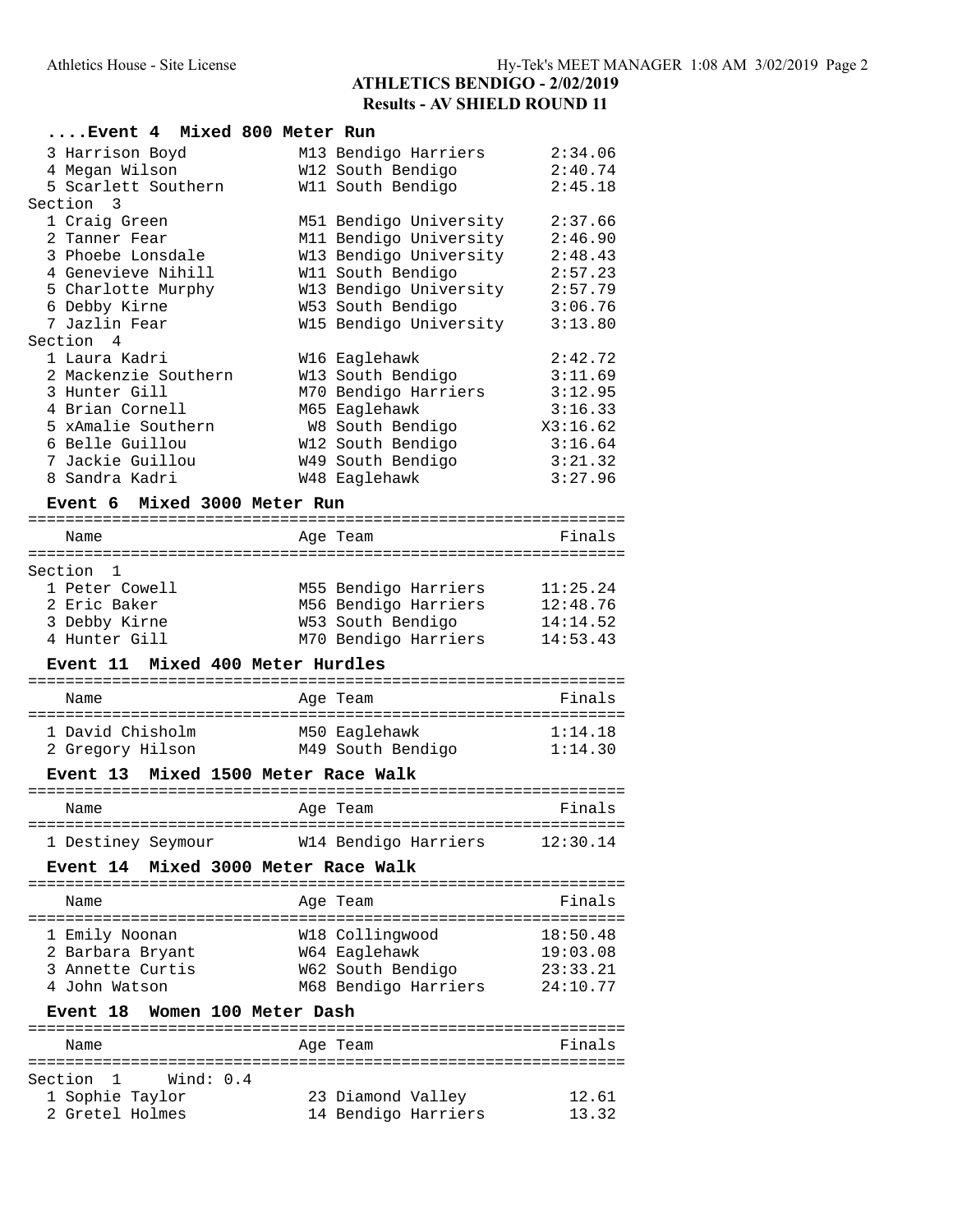## ATHLETICS BENDIGO - 2/02/2019

## Results - AV SHIELD ROUND 11

### ....Event 4 Mixed 800 Meter Run

| | | | |
|---|---|---|---|
| 3 | Harrison Boyd | M13 Bendigo Harriers | 2:34.06 |
| 4 | Megan Wilson | W12 South Bendigo | 2:40.74 |
| 5 | Scarlett Southern | W11 South Bendigo | 2:45.18 |
| **Section 3** | | | |
| 1 | Craig Green | M51 Bendigo University | 2:37.66 |
| 2 | Tanner Fear | M11 Bendigo University | 2:46.90 |
| 3 | Phoebe Lonsdale | W13 Bendigo University | 2:48.43 |
| 4 | Genevieve Nihill | W11 South Bendigo | 2:57.23 |
| 5 | Charlotte Murphy | W13 Bendigo University | 2:57.79 |
| 6 | Debby Kirne | W53 South Bendigo | 3:06.76 |
| 7 | Jazlin Fear | W15 Bendigo University | 3:13.80 |
| **Section 4** | | | |
| 1 | Laura Kadri | W16 Eaglehawk | 2:42.72 |
| 2 | Mackenzie Southern | W13 South Bendigo | 3:11.69 |
| 3 | Hunter Gill | M70 Bendigo Harriers | 3:12.95 |
| 4 | Brian Cornell | M65 Eaglehawk | 3:16.33 |
| 5 | xAmalie Southern | W8 South Bendigo | X3:16.62 |
| 6 | Belle Guillou | W12 South Bendigo | 3:16.64 |
| 7 | Jackie Guillou | W49 South Bendigo | 3:21.32 |
| 8 | Sandra Kadri | W48 Eaglehawk | 3:27.96 |

### Event 6 Mixed 3000 Meter Run

| | Name | Age Team | Finals |
|---|---|---|---|
| **Section 1** | | | |
| 1 | Peter Cowell | M55 Bendigo Harriers | 11:25.24 |
| 2 | Eric Baker | M56 Bendigo Harriers | 12:48.76 |
| 3 | Debby Kirne | W53 South Bendigo | 14:14.52 |
| 4 | Hunter Gill | M70 Bendigo Harriers | 14:53.43 |

### Event 11 Mixed 400 Meter Hurdles

| | Name | Age Team | Finals |
|---|---|---|---|
| 1 | David Chisholm | M50 Eaglehawk | 1:14.18 |
| 2 | Gregory Hilson | M49 South Bendigo | 1:14.30 |

### Event 13 Mixed 1500 Meter Race Walk

| | Name | Age Team | Finals |
|---|---|---|---|
| 1 | Destiney Seymour | W14 Bendigo Harriers | 12:30.14 |

### Event 14 Mixed 3000 Meter Race Walk

| | Name | Age Team | Finals |
|---|---|---|---|
| 1 | Emily Noonan | W18 Collingwood | 18:50.48 |
| 2 | Barbara Bryant | W64 Eaglehawk | 19:03.08 |
| 3 | Annette Curtis | W62 South Bendigo | 23:33.21 |
| 4 | John Watson | M68 Bendigo Harriers | 24:10.77 |

### Event 18 Women 100 Meter Dash

| | Name | Age Team | Finals |
|---|---|---|---|
| **Section 1 Wind: 0.4** | | | |
| 1 | Sophie Taylor | 23 Diamond Valley | 12.61 |
| 2 | Gretel Holmes | 14 Bendigo Harriers | 13.32 |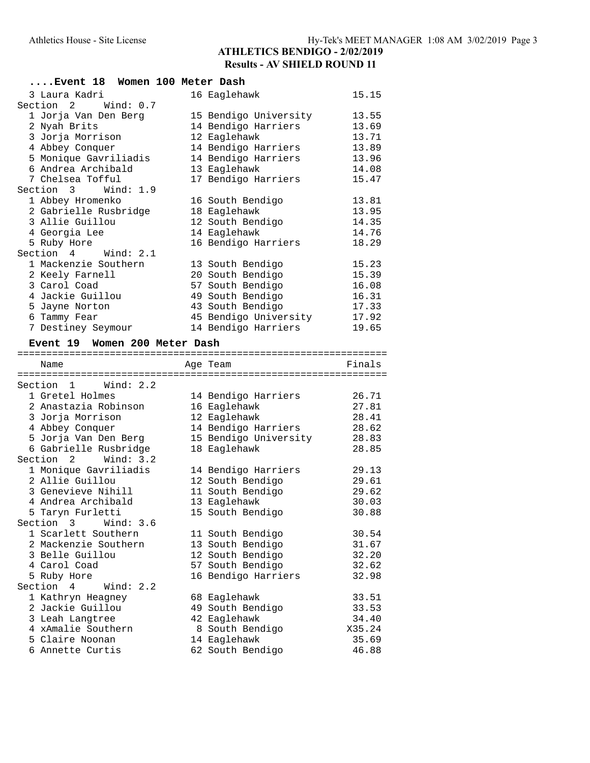## ....Event 18 Women 100 Meter Dash

| Name | Age | Team | Finals |
|---|---|---|---|
| 3 Laura Kadri | 16 | Eaglehawk | 15.15 |
| **Section 2 Wind: 0.7** | | | |
| 1 Jorja Van Den Berg | 15 | Bendigo University | 13.55 |
| 2 Nyah Brits | 14 | Bendigo Harriers | 13.69 |
| 3 Jorja Morrison | 12 | Eaglehawk | 13.71 |
| 4 Abbey Conquer | 14 | Bendigo Harriers | 13.89 |
| 5 Monique Gavriliadis | 14 | Bendigo Harriers | 13.96 |
| 6 Andrea Archibald | 13 | Eaglehawk | 14.08 |
| 7 Chelsea Tofful | 17 | Bendigo Harriers | 15.47 |
| **Section 3 Wind: 1.9** | | | |
| 1 Abbey Hromenko | 16 | South Bendigo | 13.81 |
| 2 Gabrielle Rusbridge | 18 | Eaglehawk | 13.95 |
| 3 Allie Guillou | 12 | South Bendigo | 14.35 |
| 4 Georgia Lee | 14 | Eaglehawk | 14.76 |
| 5 Ruby Hore | 16 | Bendigo Harriers | 18.29 |
| **Section 4 Wind: 2.1** | | | |
| 1 Mackenzie Southern | 13 | South Bendigo | 15.23 |
| 2 Keely Farnell | 20 | South Bendigo | 15.39 |
| 3 Carol Coad | 57 | South Bendigo | 16.08 |
| 4 Jackie Guillou | 49 | South Bendigo | 16.31 |
| 5 Jayne Norton | 43 | South Bendigo | 17.33 |
| 6 Tammy Fear | 45 | Bendigo University | 17.92 |
| 7 Destiney Seymour | 14 | Bendigo Harriers | 19.65 |

## Event 19 Women 200 Meter Dash

| Name | Age | Team | Finals |
|---|---|---|---|
| **Section 1 Wind: 2.2** | | | |
| 1 Gretel Holmes | 14 | Bendigo Harriers | 26.71 |
| 2 Anastazia Robinson | 16 | Eaglehawk | 27.81 |
| 3 Jorja Morrison | 12 | Eaglehawk | 28.41 |
| 4 Abbey Conquer | 14 | Bendigo Harriers | 28.62 |
| 5 Jorja Van Den Berg | 15 | Bendigo University | 28.83 |
| 6 Gabrielle Rusbridge | 18 | Eaglehawk | 28.85 |
| **Section 2 Wind: 3.2** | | | |
| 1 Monique Gavriliadis | 14 | Bendigo Harriers | 29.13 |
| 2 Allie Guillou | 12 | South Bendigo | 29.61 |
| 3 Genevieve Nihill | 11 | South Bendigo | 29.62 |
| 4 Andrea Archibald | 13 | Eaglehawk | 30.03 |
| 5 Taryn Furletti | 15 | South Bendigo | 30.88 |
| **Section 3 Wind: 3.6** | | | |
| 1 Scarlett Southern | 11 | South Bendigo | 30.54 |
| 2 Mackenzie Southern | 13 | South Bendigo | 31.67 |
| 3 Belle Guillou | 12 | South Bendigo | 32.20 |
| 4 Carol Coad | 57 | South Bendigo | 32.62 |
| 5 Ruby Hore | 16 | Bendigo Harriers | 32.98 |
| **Section 4 Wind: 2.2** | | | |
| 1 Kathryn Heagney | 68 | Eaglehawk | 33.51 |
| 2 Jackie Guillou | 49 | South Bendigo | 33.53 |
| 3 Leah Langtree | 42 | Eaglehawk | 34.40 |
| 4 xAmalie Southern | 8 | South Bendigo | X35.24 |
| 5 Claire Noonan | 14 | Eaglehawk | 35.69 |
| 6 Annette Curtis | 62 | South Bendigo | 46.88 |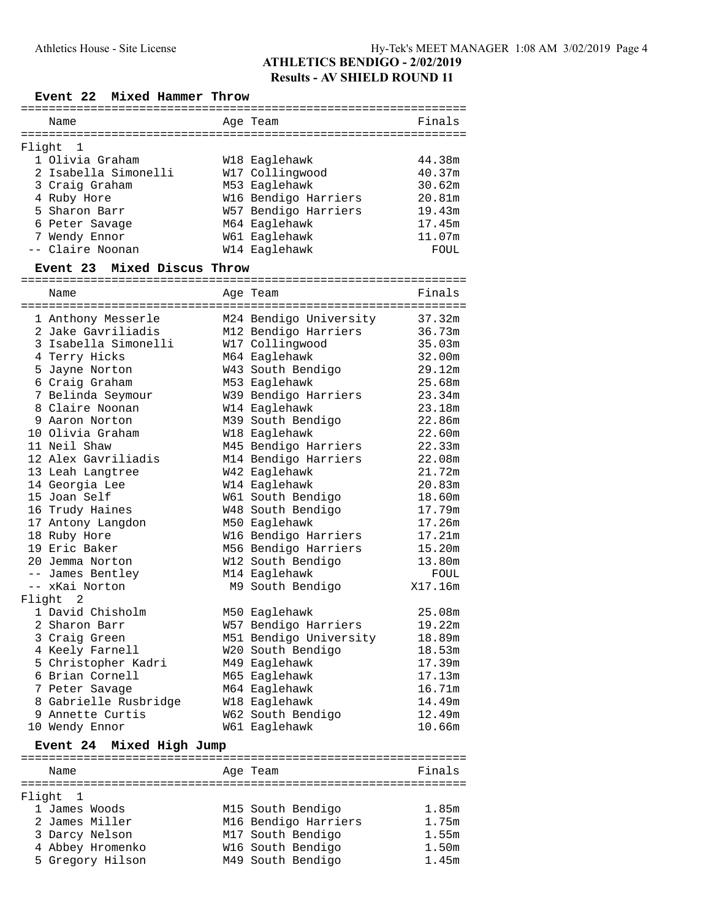## ATHLETICS BENDIGO - 2/02/2019

## Results - AV SHIELD ROUND 11

### Event 22 Mixed Hammer Throw

| | Name | Age | Team | Finals |
|---|---|---|---|---|
| **Flight 1** | | | | |
| 1 | Olivia Graham | W18 | Eaglehawk | 44.38m |
| 2 | Isabella Simonelli | W17 | Collingwood | 40.37m |
| 3 | Craig Graham | M53 | Eaglehawk | 30.62m |
| 4 | Ruby Hore | W16 | Bendigo Harriers | 20.81m |
| 5 | Sharon Barr | W57 | Bendigo Harriers | 19.43m |
| 6 | Peter Savage | M64 | Eaglehawk | 17.45m |
| 7 | Wendy Ennor | W61 | Eaglehawk | 11.07m |
| -- | Claire Noonan | W14 | Eaglehawk | FOUL |

### Event 23 Mixed Discus Throw

| | Name | Age | Team | Finals |
|---|---|---|---|---|
| 1 | Anthony Messerle | M24 | Bendigo University | 37.32m |
| 2 | Jake Gavriliadis | M12 | Bendigo Harriers | 36.73m |
| 3 | Isabella Simonelli | W17 | Collingwood | 35.03m |
| 4 | Terry Hicks | M64 | Eaglehawk | 32.00m |
| 5 | Jayne Norton | W43 | South Bendigo | 29.12m |
| 6 | Craig Graham | M53 | Eaglehawk | 25.68m |
| 7 | Belinda Seymour | W39 | Bendigo Harriers | 23.34m |
| 8 | Claire Noonan | W14 | Eaglehawk | 23.18m |
| 9 | Aaron Norton | M39 | South Bendigo | 22.86m |
| 10 | Olivia Graham | W18 | Eaglehawk | 22.60m |
| 11 | Neil Shaw | M45 | Bendigo Harriers | 22.33m |
| 12 | Alex Gavriliadis | M14 | Bendigo Harriers | 22.08m |
| 13 | Leah Langtree | W42 | Eaglehawk | 21.72m |
| 14 | Georgia Lee | W14 | Eaglehawk | 20.83m |
| 15 | Joan Self | W61 | South Bendigo | 18.60m |
| 16 | Trudy Haines | W48 | South Bendigo | 17.79m |
| 17 | Antony Langdon | M50 | Eaglehawk | 17.26m |
| 18 | Ruby Hore | W16 | Bendigo Harriers | 17.21m |
| 19 | Eric Baker | M56 | Bendigo Harriers | 15.20m |
| 20 | Jemma Norton | W12 | South Bendigo | 13.80m |
| -- | James Bentley | M14 | Eaglehawk | FOUL |
| -- | xKai Norton | M9 | South Bendigo | X17.16m |
| **Flight 2** | | | | |
| 1 | David Chisholm | M50 | Eaglehawk | 25.08m |
| 2 | Sharon Barr | W57 | Bendigo Harriers | 19.22m |
| 3 | Craig Green | M51 | Bendigo University | 18.89m |
| 4 | Keely Farnell | W20 | South Bendigo | 18.53m |
| 5 | Christopher Kadri | M49 | Eaglehawk | 17.39m |
| 6 | Brian Cornell | M65 | Eaglehawk | 17.13m |
| 7 | Peter Savage | M64 | Eaglehawk | 16.71m |
| 8 | Gabrielle Rusbridge | W18 | Eaglehawk | 14.49m |
| 9 | Annette Curtis | W62 | South Bendigo | 12.49m |
| 10 | Wendy Ennor | W61 | Eaglehawk | 10.66m |

### Event 24 Mixed High Jump

| | Name | Age | Team | Finals |
|---|---|---|---|---|
| **Flight 1** | | | | |
| 1 | James Woods | M15 | South Bendigo | 1.85m |
| 2 | James Miller | M16 | Bendigo Harriers | 1.75m |
| 3 | Darcy Nelson | M17 | South Bendigo | 1.55m |
| 4 | Abbey Hromenko | W16 | South Bendigo | 1.50m |
| 5 | Gregory Hilson | M49 | South Bendigo | 1.45m |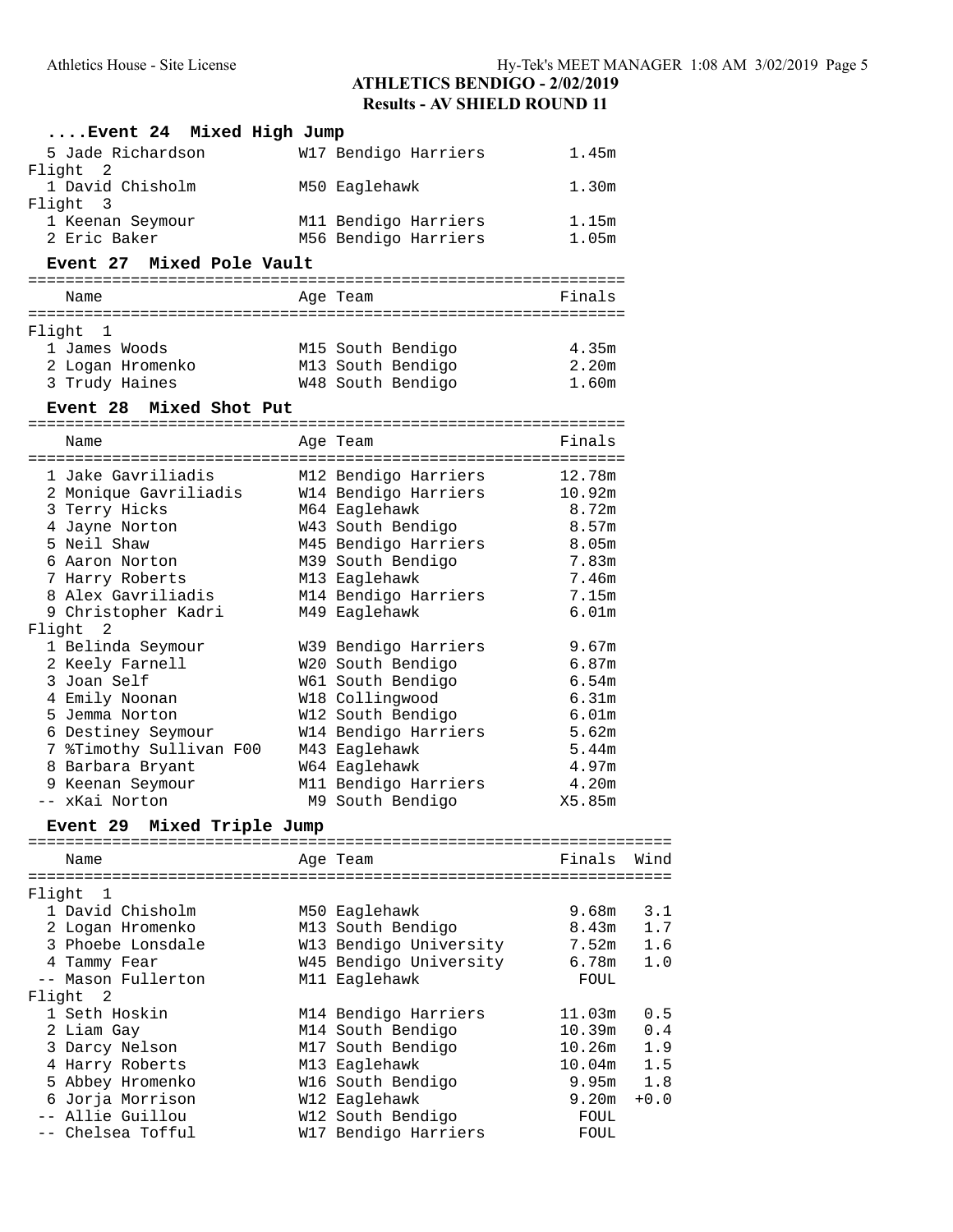## ATHLETICS BENDIGO - 2/02/2019
## Results - AV SHIELD ROUND 11

### ....Event 24 Mixed High Jump

| Place | Name | Age | Team | Finals |
|---|---|---|---|---|
| 5 | Jade Richardson | W17 | Bendigo Harriers | 1.45m |
| Flight 2 | | | | |
| 1 | David Chisholm | M50 | Eaglehawk | 1.30m |
| Flight 3 | | | | |
| 1 | Keenan Seymour | M11 | Bendigo Harriers | 1.15m |
| 2 | Eric Baker | M56 | Bendigo Harriers | 1.05m |

### Event 27 Mixed Pole Vault

| Place | Name | Age | Team | Finals |
|---|---|---|---|---|
| Flight 1 | | | | |
| 1 | James Woods | M15 | South Bendigo | 4.35m |
| 2 | Logan Hromenko | M13 | South Bendigo | 2.20m |
| 3 | Trudy Haines | W48 | South Bendigo | 1.60m |

### Event 28 Mixed Shot Put

| Place | Name | Age | Team | Finals |
|---|---|---|---|---|
| 1 | Jake Gavriliadis | M12 | Bendigo Harriers | 12.78m |
| 2 | Monique Gavriliadis | W14 | Bendigo Harriers | 10.92m |
| 3 | Terry Hicks | M64 | Eaglehawk | 8.72m |
| 4 | Jayne Norton | W43 | South Bendigo | 8.57m |
| 5 | Neil Shaw | M45 | Bendigo Harriers | 8.05m |
| 6 | Aaron Norton | M39 | South Bendigo | 7.83m |
| 7 | Harry Roberts | M13 | Eaglehawk | 7.46m |
| 8 | Alex Gavriliadis | M14 | Bendigo Harriers | 7.15m |
| 9 | Christopher Kadri | M49 | Eaglehawk | 6.01m |
| Flight 2 | | | | |
| 1 | Belinda Seymour | W39 | Bendigo Harriers | 9.67m |
| 2 | Keely Farnell | W20 | South Bendigo | 6.87m |
| 3 | Joan Self | W61 | South Bendigo | 6.54m |
| 4 | Emily Noonan | W18 | Collingwood | 6.31m |
| 5 | Jemma Norton | W12 | South Bendigo | 6.01m |
| 6 | Destiney Seymour | W14 | Bendigo Harriers | 5.62m |
| 7 | %Timothy Sullivan F00 | M43 | Eaglehawk | 5.44m |
| 8 | Barbara Bryant | W64 | Eaglehawk | 4.97m |
| 9 | Keenan Seymour | M11 | Bendigo Harriers | 4.20m |
| -- | xKai Norton | M9 | South Bendigo | X5.85m |

### Event 29 Mixed Triple Jump

| Place | Name | Age | Team | Finals | Wind |
|---|---|---|---|---|---|
| Flight 1 | | | | | |
| 1 | David Chisholm | M50 | Eaglehawk | 9.68m | 3.1 |
| 2 | Logan Hromenko | M13 | South Bendigo | 8.43m | 1.7 |
| 3 | Phoebe Lonsdale | W13 | Bendigo University | 7.52m | 1.6 |
| 4 | Tammy Fear | W45 | Bendigo University | 6.78m | 1.0 |
| -- | Mason Fullerton | M11 | Eaglehawk | FOUL | |
| Flight 2 | | | | | |
| 1 | Seth Hoskin | M14 | Bendigo Harriers | 11.03m | 0.5 |
| 2 | Liam Gay | M14 | South Bendigo | 10.39m | 0.4 |
| 3 | Darcy Nelson | M17 | South Bendigo | 10.26m | 1.9 |
| 4 | Harry Roberts | M13 | Eaglehawk | 10.04m | 1.5 |
| 5 | Abbey Hromenko | W16 | South Bendigo | 9.95m | 1.8 |
| 6 | Jorja Morrison | W12 | Eaglehawk | 9.20m | +0.0 |
| -- | Allie Guillou | W12 | South Bendigo | FOUL | |
| -- | Chelsea Tofful | W17 | Bendigo Harriers | FOUL | |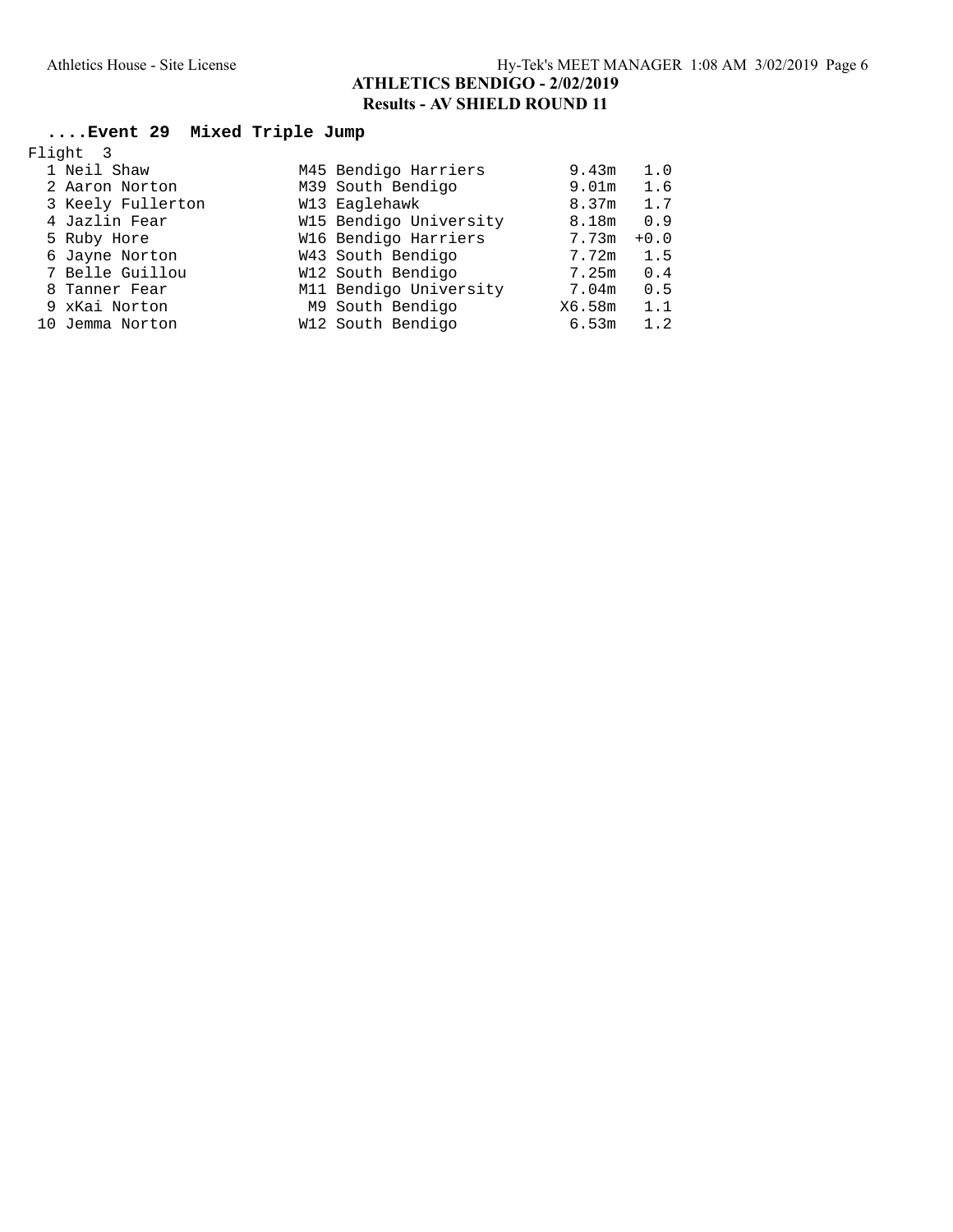## ....Event 29 Mixed Triple Jump

Flight 3

| | | | | |
|---|---|---|---|---|
| 1 | Neil Shaw | M45 Bendigo Harriers | 9.43m | 1.0 |
| 2 | Aaron Norton | M39 South Bendigo | 9.01m | 1.6 |
| 3 | Keely Fullerton | W13 Eaglehawk | 8.37m | 1.7 |
| 4 | Jazlin Fear | W15 Bendigo University | 8.18m | 0.9 |
| 5 | Ruby Hore | W16 Bendigo Harriers | 7.73m | +0.0 |
| 6 | Jayne Norton | W43 South Bendigo | 7.72m | 1.5 |
| 7 | Belle Guillou | W12 South Bendigo | 7.25m | 0.4 |
| 8 | Tanner Fear | M11 Bendigo University | 7.04m | 0.5 |
| 9 | xKai Norton | M9 South Bendigo | X6.58m | 1.1 |
| 10 | Jemma Norton | W12 South Bendigo | 6.53m | 1.2 |